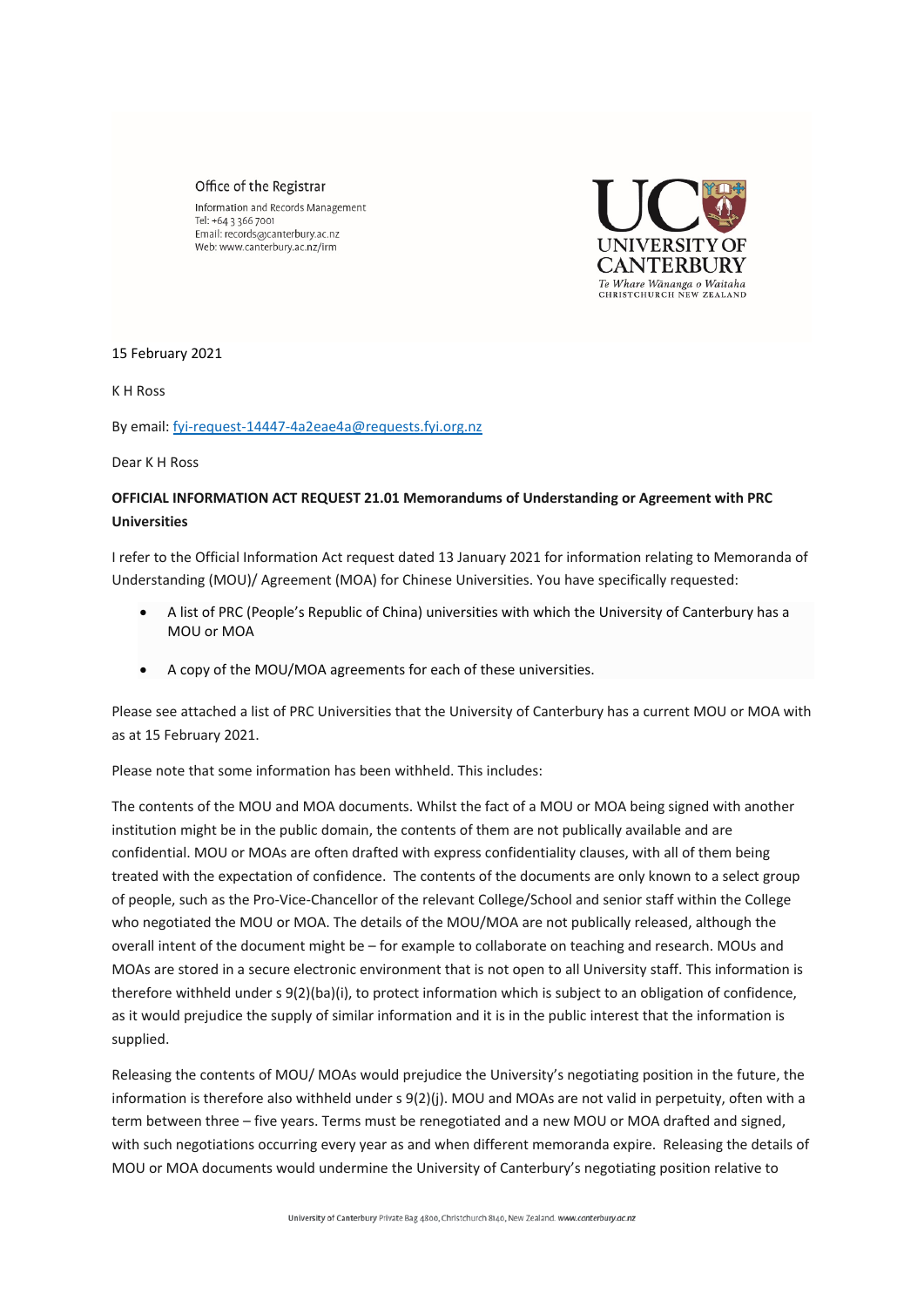Office of the Registrar

Information and Records Management
Tel: +64 3 366 7001
Email: records@canterbury.ac.nz
Web: www.canterbury.ac.nz/irm

UC UNIVERSITY OF CANTERBURY
*Te Whare Wānanga o Waitaha*
CHRISTCHURCH NEW ZEALAND

15 February 2021

K H Ross

By email: fyi-request-14447-4a2eae4a@requests.fyi.org.nz

Dear K H Ross

**OFFICIAL INFORMATION ACT REQUEST 21.01 Memorandums of Understanding or Agreement with PRC Universities**

I refer to the Official Information Act request dated 13 January 2021 for information relating to Memoranda of Understanding (MOU)/ Agreement (MOA) for Chinese Universities. You have specifically requested:

- A list of PRC (People's Republic of China) universities with which the University of Canterbury has a MOU or MOA
- A copy of the MOU/MOA agreements for each of these universities.

Please see attached a list of PRC Universities that the University of Canterbury has a current MOU or MOA with as at 15 February 2021.

Please note that some information has been withheld. This includes:

The contents of the MOU and MOA documents. Whilst the fact of a MOU or MOA being signed with another institution might be in the public domain, the contents of them are not publically available and are confidential. MOU or MOAs are often drafted with express confidentiality clauses, with all of them being treated with the expectation of confidence. The contents of the documents are only known to a select group of people, such as the Pro-Vice-Chancellor of the relevant College/School and senior staff within the College who negotiated the MOU or MOA. The details of the MOU/MOA are not publically released, although the overall intent of the document might be – for example to collaborate on teaching and research. MOUs and MOAs are stored in a secure electronic environment that is not open to all University staff. This information is therefore withheld under s 9(2)(ba)(i), to protect information which is subject to an obligation of confidence, as it would prejudice the supply of similar information and it is in the public interest that the information is supplied.

Releasing the contents of MOU/ MOAs would prejudice the University's negotiating position in the future, the information is therefore also withheld under s 9(2)(j). MOU and MOAs are not valid in perpetuity, often with a term between three – five years. Terms must be renegotiated and a new MOU or MOA drafted and signed, with such negotiations occurring every year as and when different memoranda expire. Releasing the details of MOU or MOA documents would undermine the University of Canterbury's negotiating position relative to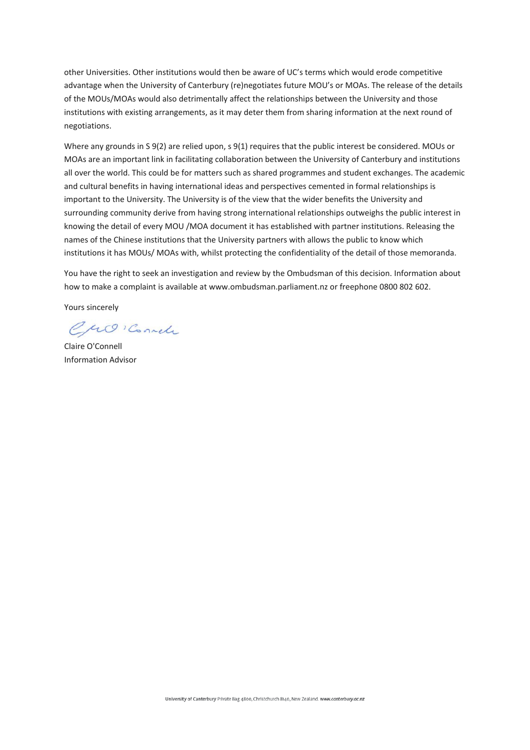other Universities. Other institutions would then be aware of UC's terms which would erode competitive advantage when the University of Canterbury (re)negotiates future MOU's or MOAs. The release of the details of the MOUs/MOAs would also detrimentally affect the relationships between the University and those institutions with existing arrangements, as it may deter them from sharing information at the next round of negotiations.

Where any grounds in S 9(2) are relied upon, s 9(1) requires that the public interest be considered. MOUs or MOAs are an important link in facilitating collaboration between the University of Canterbury and institutions all over the world. This could be for matters such as shared programmes and student exchanges. The academic and cultural benefits in having international ideas and perspectives cemented in formal relationships is important to the University. The University is of the view that the wider benefits the University and surrounding community derive from having strong international relationships outweighs the public interest in knowing the detail of every MOU /MOA document it has established with partner institutions. Releasing the names of the Chinese institutions that the University partners with allows the public to know which institutions it has MOUs/ MOAs with, whilst protecting the confidentiality of the detail of those memoranda.

You have the right to seek an investigation and review by the Ombudsman of this decision. Information about how to make a complaint is available at www.ombudsman.parliament.nz or freephone 0800 802 602.

Yours sincerely

Claire O'Connell
Information Advisor